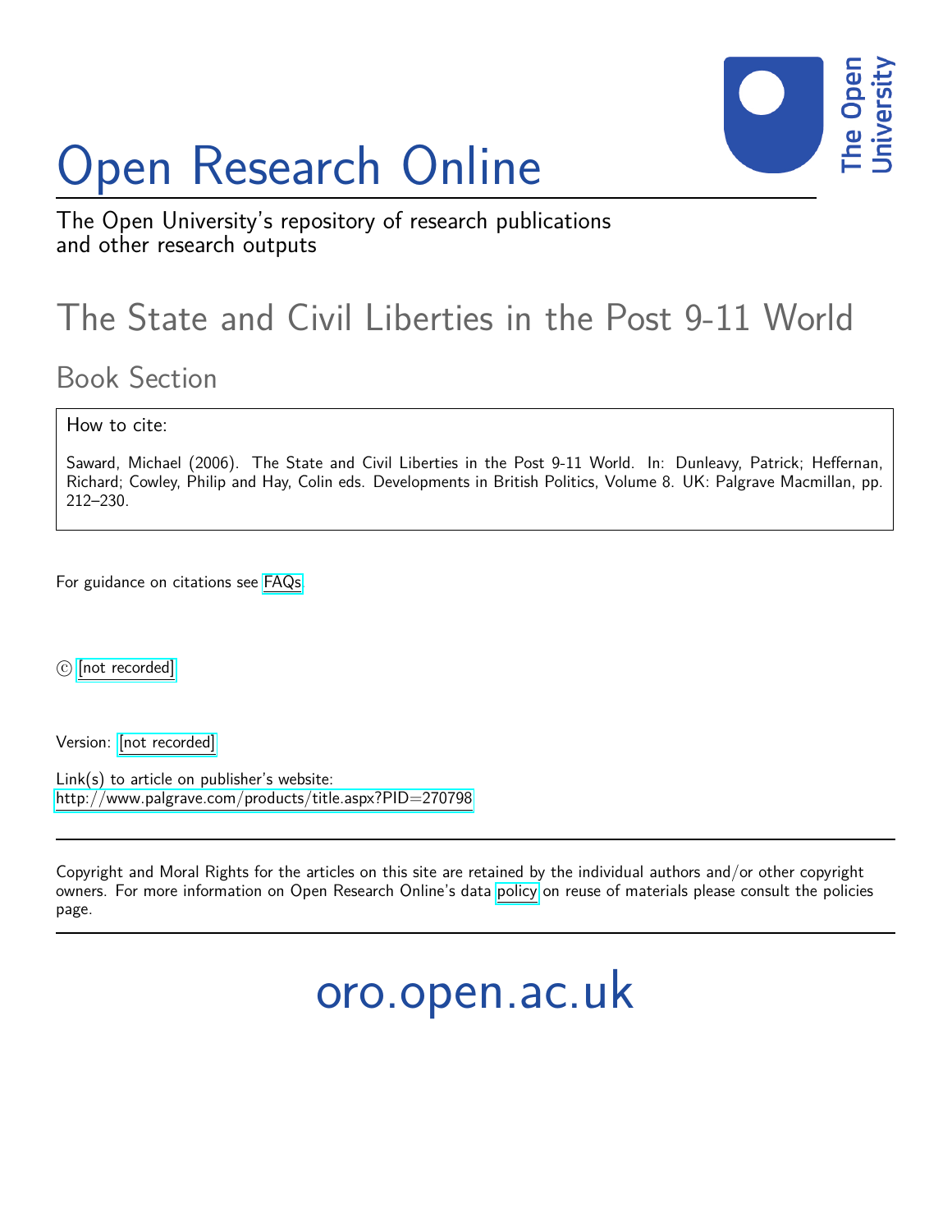# Open Research Online

The Open University's repository of research publications and other research outputs

## The State and Civil Liberties in the Post 9-11 World

### Book Section

How to cite:

Saward, Michael (2006). The State and Civil Liberties in the Post 9-11 World. In: Dunleavy, Patrick; Heffernan, Richard; Cowley, Philip and Hay, Colin eds. Developments in British Politics, Volume 8. UK: Palgrave Macmillan, pp. 212–230.

For guidance on citations see FAQs.

© [not recorded]

Version: [not recorded]

Link(s) to article on publisher's website:
http://www.palgrave.com/products/title.aspx?PID=270798

Copyright and Moral Rights for the articles on this site are retained by the individual authors and/or other copyright owners. For more information on Open Research Online's data policy on reuse of materials please consult the policies page.

oro.open.ac.uk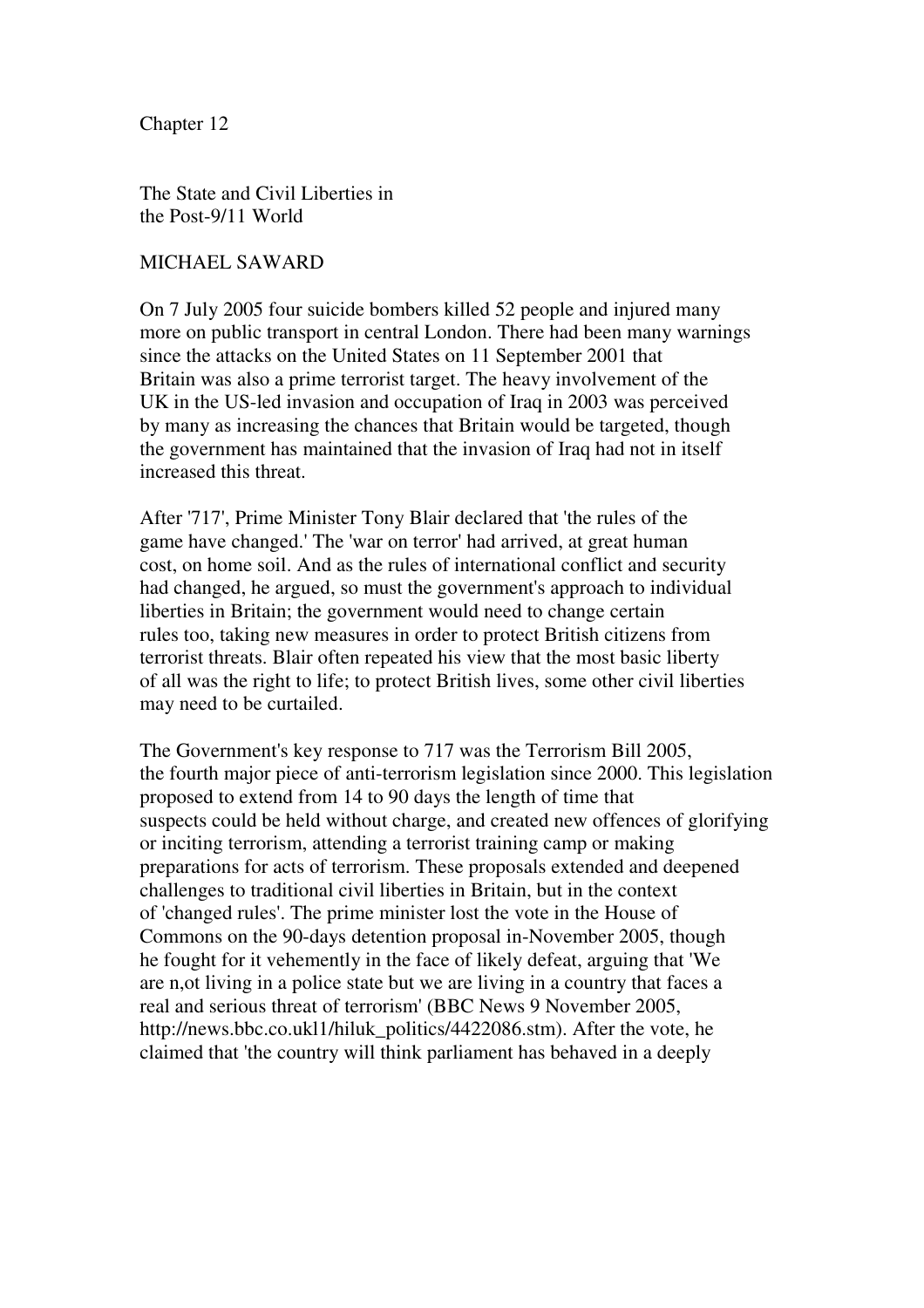Chapter 12

# The State and Civil Liberties in the Post-9/11 World

MICHAEL SAWARD

On 7 July 2005 four suicide bombers killed 52 people and injured many more on public transport in central London. There had been many warnings since the attacks on the United States on 11 September 2001 that Britain was also a prime terrorist target. The heavy involvement of the UK in the US-led invasion and occupation of Iraq in 2003 was perceived by many as increasing the chances that Britain would be targeted, though the government has maintained that the invasion of Iraq had not in itself increased this threat.

After '717', Prime Minister Tony Blair declared that 'the rules of the game have changed.' The 'war on terror' had arrived, at great human cost, on home soil. And as the rules of international conflict and security had changed, he argued, so must the government's approach to individual liberties in Britain; the government would need to change certain rules too, taking new measures in order to protect British citizens from terrorist threats. Blair often repeated his view that the most basic liberty of all was the right to life; to protect British lives, some other civil liberties may need to be curtailed.

The Government's key response to 717 was the Terrorism Bill 2005, the fourth major piece of anti-terrorism legislation since 2000. This legislation proposed to extend from 14 to 90 days the length of time that suspects could be held without charge, and created new offences of glorifying or inciting terrorism, attending a terrorist training camp or making preparations for acts of terrorism. These proposals extended and deepened challenges to traditional civil liberties in Britain, but in the context of 'changed rules'. The prime minister lost the vote in the House of Commons on the 90-days detention proposal in-November 2005, though he fought for it vehemently in the face of likely defeat, arguing that 'We are n,ot living in a police state but we are living in a country that faces a real and serious threat of terrorism' (BBC News 9 November 2005, http://news.bbc.co.ukl1/hiluk_politics/4422086.stm). After the vote, he claimed that 'the country will think parliament has behaved in a deeply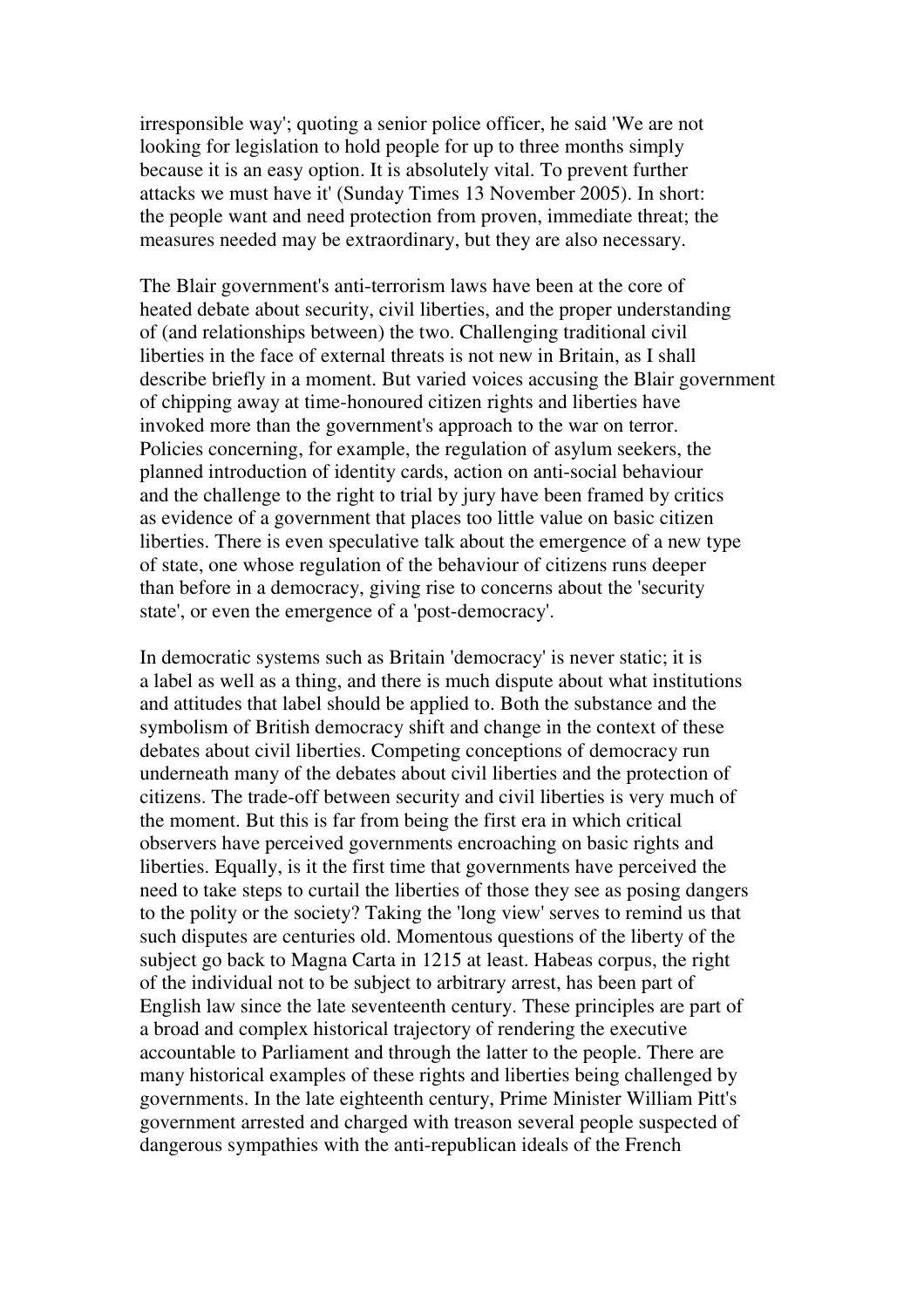irresponsible way'; quoting a senior police officer, he said 'We are not looking for legislation to hold people for up to three months simply because it is an easy option. It is absolutely vital. To prevent further attacks we must have it' (Sunday Times 13 November 2005). In short: the people want and need protection from proven, immediate threat; the measures needed may be extraordinary, but they are also necessary.

The Blair government's anti-terrorism laws have been at the core of heated debate about security, civil liberties, and the proper understanding of (and relationships between) the two. Challenging traditional civil liberties in the face of external threats is not new in Britain, as I shall describe briefly in a moment. But varied voices accusing the Blair government of chipping away at time-honoured citizen rights and liberties have invoked more than the government's approach to the war on terror. Policies concerning, for example, the regulation of asylum seekers, the planned introduction of identity cards, action on anti-social behaviour and the challenge to the right to trial by jury have been framed by critics as evidence of a government that places too little value on basic citizen liberties. There is even speculative talk about the emergence of a new type of state, one whose regulation of the behaviour of citizens runs deeper than before in a democracy, giving rise to concerns about the 'security state', or even the emergence of a 'post-democracy'.

In democratic systems such as Britain 'democracy' is never static; it is a label as well as a thing, and there is much dispute about what institutions and attitudes that label should be applied to. Both the substance and the symbolism of British democracy shift and change in the context of these debates about civil liberties. Competing conceptions of democracy run underneath many of the debates about civil liberties and the protection of citizens. The trade-off between security and civil liberties is very much of the moment. But this is far from being the first era in which critical observers have perceived governments encroaching on basic rights and liberties. Equally, is it the first time that governments have perceived the need to take steps to curtail the liberties of those they see as posing dangers to the polity or the society? Taking the 'long view' serves to remind us that such disputes are centuries old. Momentous questions of the liberty of the subject go back to Magna Carta in 1215 at least. Habeas corpus, the right of the individual not to be subject to arbitrary arrest, has been part of English law since the late seventeenth century. These principles are part of a broad and complex historical trajectory of rendering the executive accountable to Parliament and through the latter to the people. There are many historical examples of these rights and liberties being challenged by governments. In the late eighteenth century, Prime Minister William Pitt's government arrested and charged with treason several people suspected of dangerous sympathies with the anti-republican ideals of the French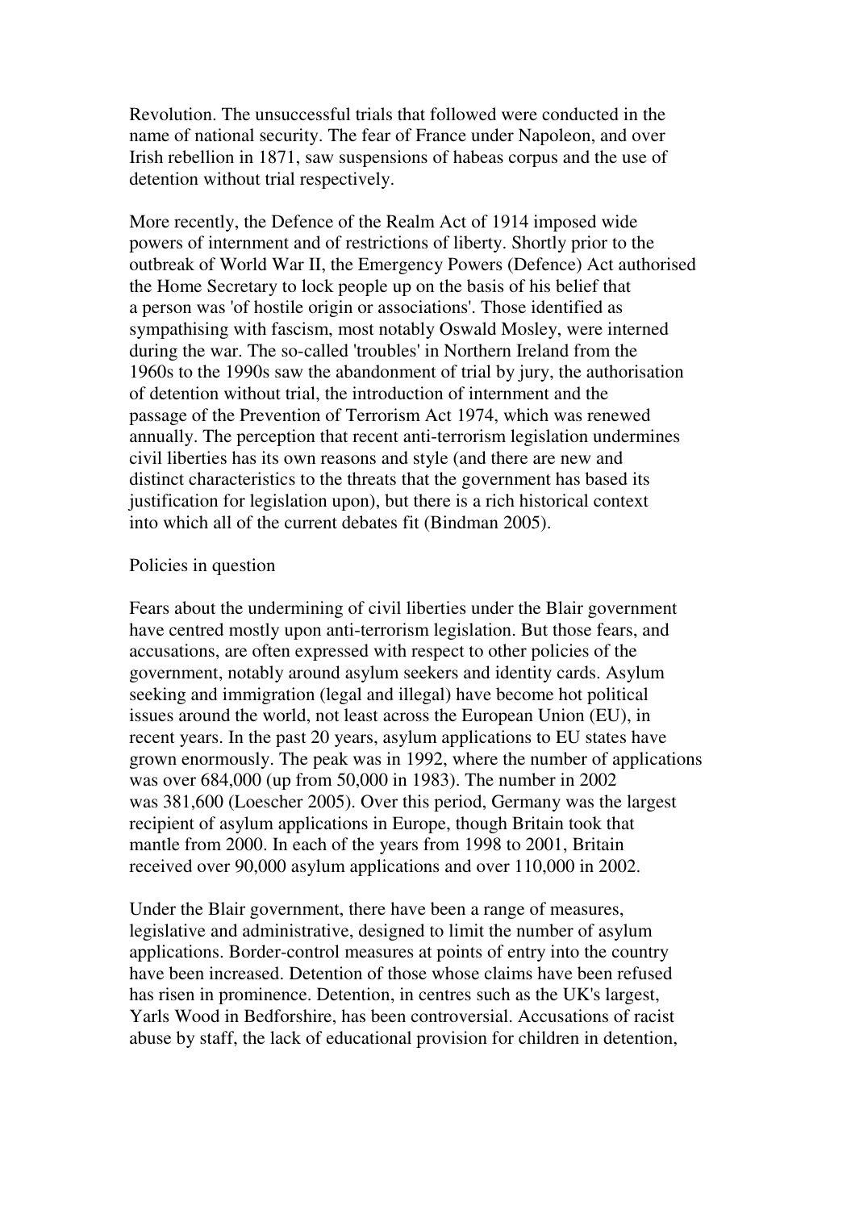Revolution. The unsuccessful trials that followed were conducted in the name of national security. The fear of France under Napoleon, and over Irish rebellion in 1871, saw suspensions of habeas corpus and the use of detention without trial respectively.

More recently, the Defence of the Realm Act of 1914 imposed wide powers of internment and of restrictions of liberty. Shortly prior to the outbreak of World War II, the Emergency Powers (Defence) Act authorised the Home Secretary to lock people up on the basis of his belief that a person was 'of hostile origin or associations'. Those identified as sympathising with fascism, most notably Oswald Mosley, were interned during the war. The so-called 'troubles' in Northern Ireland from the 1960s to the 1990s saw the abandonment of trial by jury, the authorisation of detention without trial, the introduction of internment and the passage of the Prevention of Terrorism Act 1974, which was renewed annually. The perception that recent anti-terrorism legislation undermines civil liberties has its own reasons and style (and there are new and distinct characteristics to the threats that the government has based its justification for legislation upon), but there is a rich historical context into which all of the current debates fit (Bindman 2005).

## Policies in question

Fears about the undermining of civil liberties under the Blair government have centred mostly upon anti-terrorism legislation. But those fears, and accusations, are often expressed with respect to other policies of the government, notably around asylum seekers and identity cards. Asylum seeking and immigration (legal and illegal) have become hot political issues around the world, not least across the European Union (EU), in recent years. In the past 20 years, asylum applications to EU states have grown enormously. The peak was in 1992, where the number of applications was over 684,000 (up from 50,000 in 1983). The number in 2002 was 381,600 (Loescher 2005). Over this period, Germany was the largest recipient of asylum applications in Europe, though Britain took that mantle from 2000. In each of the years from 1998 to 2001, Britain received over 90,000 asylum applications and over 110,000 in 2002.

Under the Blair government, there have been a range of measures, legislative and administrative, designed to limit the number of asylum applications. Border-control measures at points of entry into the country have been increased. Detention of those whose claims have been refused has risen in prominence. Detention, in centres such as the UK's largest, Yarls Wood in Bedforshire, has been controversial. Accusations of racist abuse by staff, the lack of educational provision for children in detention,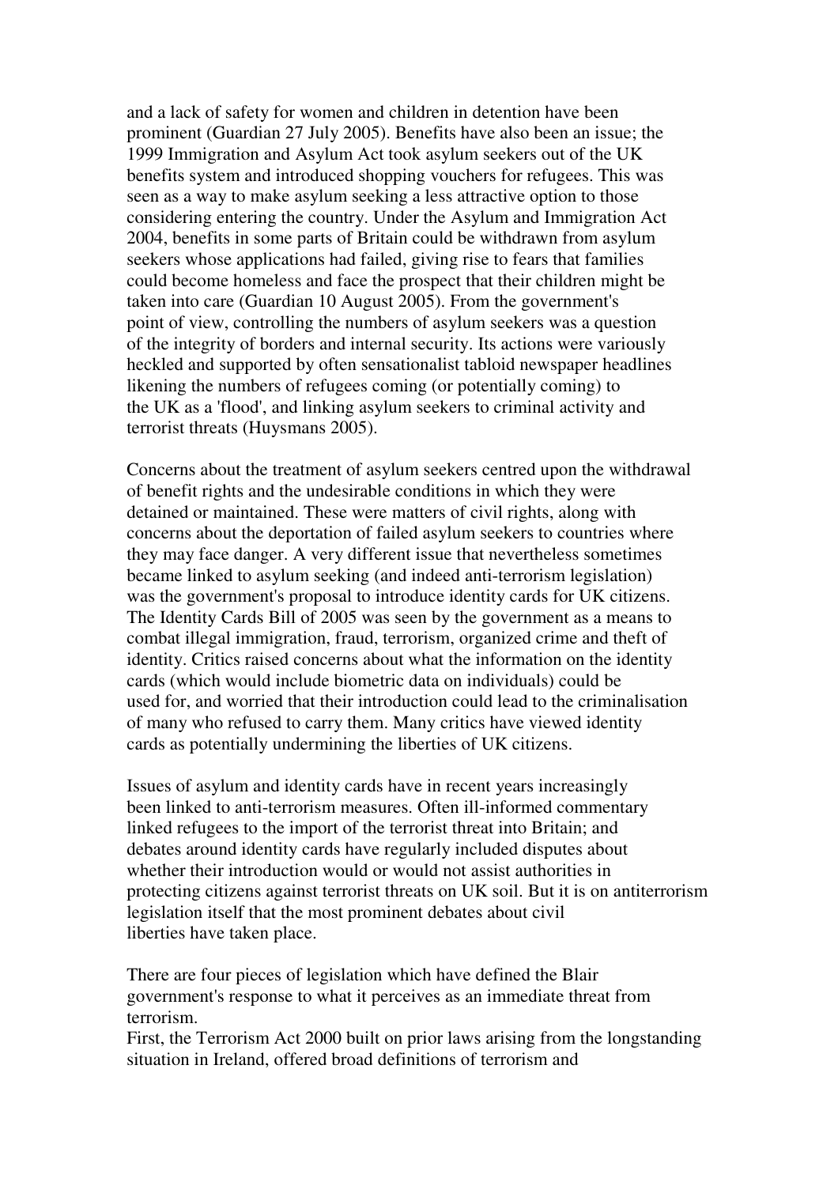and a lack of safety for women and children in detention have been prominent (Guardian 27 July 2005). Benefits have also been an issue; the 1999 Immigration and Asylum Act took asylum seekers out of the UK benefits system and introduced shopping vouchers for refugees. This was seen as a way to make asylum seeking a less attractive option to those considering entering the country. Under the Asylum and Immigration Act 2004, benefits in some parts of Britain could be withdrawn from asylum seekers whose applications had failed, giving rise to fears that families could become homeless and face the prospect that their children might be taken into care (Guardian 10 August 2005). From the government's point of view, controlling the numbers of asylum seekers was a question of the integrity of borders and internal security. Its actions were variously heckled and supported by often sensationalist tabloid newspaper headlines likening the numbers of refugees coming (or potentially coming) to the UK as a 'flood', and linking asylum seekers to criminal activity and terrorist threats (Huysmans 2005).

Concerns about the treatment of asylum seekers centred upon the withdrawal of benefit rights and the undesirable conditions in which they were detained or maintained. These were matters of civil rights, along with concerns about the deportation of failed asylum seekers to countries where they may face danger. A very different issue that nevertheless sometimes became linked to asylum seeking (and indeed anti-terrorism legislation) was the government's proposal to introduce identity cards for UK citizens. The Identity Cards Bill of 2005 was seen by the government as a means to combat illegal immigration, fraud, terrorism, organized crime and theft of identity. Critics raised concerns about what the information on the identity cards (which would include biometric data on individuals) could be used for, and worried that their introduction could lead to the criminalisation of many who refused to carry them. Many critics have viewed identity cards as potentially undermining the liberties of UK citizens.

Issues of asylum and identity cards have in recent years increasingly been linked to anti-terrorism measures. Often ill-informed commentary linked refugees to the import of the terrorist threat into Britain; and debates around identity cards have regularly included disputes about whether their introduction would or would not assist authorities in protecting citizens against terrorist threats on UK soil. But it is on antiterrorism legislation itself that the most prominent debates about civil liberties have taken place.

There are four pieces of legislation which have defined the Blair government's response to what it perceives as an immediate threat from terrorism.

First, the Terrorism Act 2000 built on prior laws arising from the longstanding situation in Ireland, offered broad definitions of terrorism and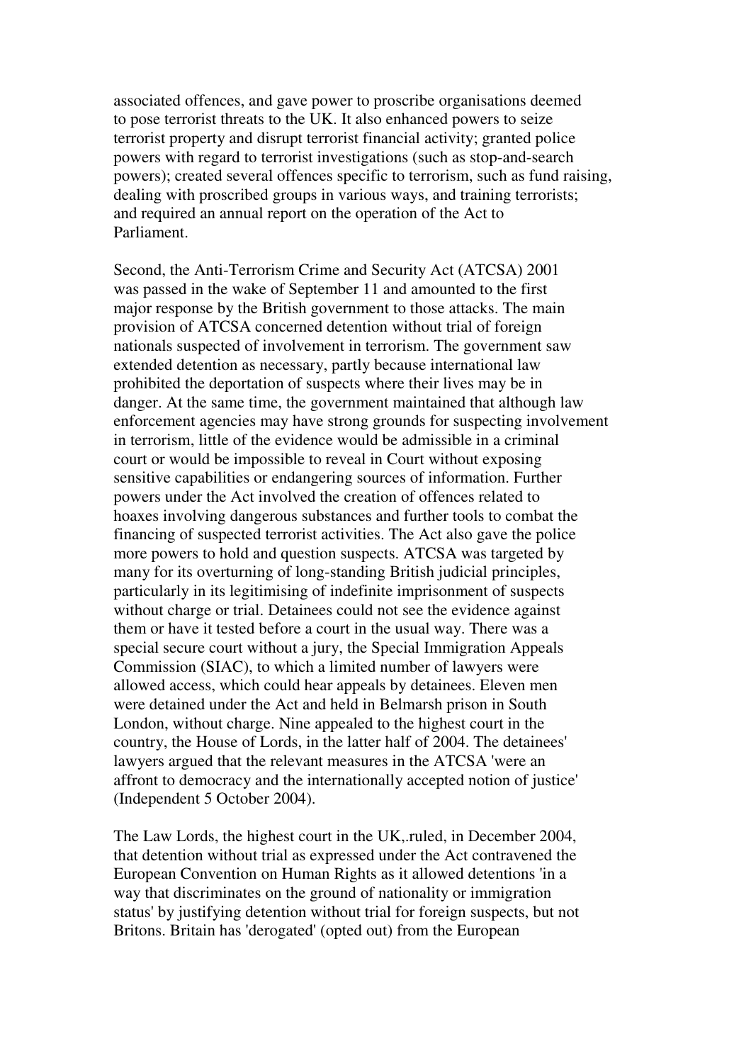associated offences, and gave power to proscribe organisations deemed to pose terrorist threats to the UK. It also enhanced powers to seize terrorist property and disrupt terrorist financial activity; granted police powers with regard to terrorist investigations (such as stop-and-search powers); created several offences specific to terrorism, such as fund raising, dealing with proscribed groups in various ways, and training terrorists; and required an annual report on the operation of the Act to Parliament.

Second, the Anti-Terrorism Crime and Security Act (ATCSA) 2001 was passed in the wake of September 11 and amounted to the first major response by the British government to those attacks. The main provision of ATCSA concerned detention without trial of foreign nationals suspected of involvement in terrorism. The government saw extended detention as necessary, partly because international law prohibited the deportation of suspects where their lives may be in danger. At the same time, the government maintained that although law enforcement agencies may have strong grounds for suspecting involvement in terrorism, little of the evidence would be admissible in a criminal court or would be impossible to reveal in Court without exposing sensitive capabilities or endangering sources of information. Further powers under the Act involved the creation of offences related to hoaxes involving dangerous substances and further tools to combat the financing of suspected terrorist activities. The Act also gave the police more powers to hold and question suspects. ATCSA was targeted by many for its overturning of long-standing British judicial principles, particularly in its legitimising of indefinite imprisonment of suspects without charge or trial. Detainees could not see the evidence against them or have it tested before a court in the usual way. There was a special secure court without a jury, the Special Immigration Appeals Commission (SIAC), to which a limited number of lawyers were allowed access, which could hear appeals by detainees. Eleven men were detained under the Act and held in Belmarsh prison in South London, without charge. Nine appealed to the highest court in the country, the House of Lords, in the latter half of 2004. The detainees' lawyers argued that the relevant measures in the ATCSA 'were an affront to democracy and the internationally accepted notion of justice' (Independent 5 October 2004).

The Law Lords, the highest court in the UK,.ruled, in December 2004, that detention without trial as expressed under the Act contravened the European Convention on Human Rights as it allowed detentions 'in a way that discriminates on the ground of nationality or immigration status' by justifying detention without trial for foreign suspects, but not Britons. Britain has 'derogated' (opted out) from the European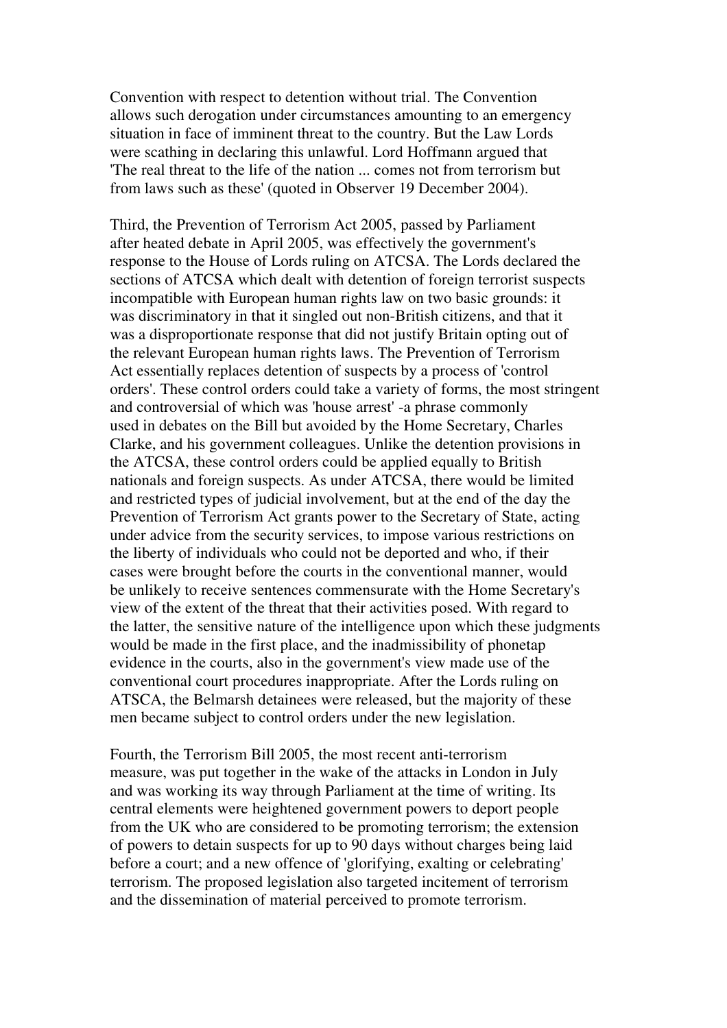Convention with respect to detention without trial. The Convention allows such derogation under circumstances amounting to an emergency situation in face of imminent threat to the country. But the Law Lords were scathing in declaring this unlawful. Lord Hoffmann argued that 'The real threat to the life of the nation ... comes not from terrorism but from laws such as these' (quoted in Observer 19 December 2004).

Third, the Prevention of Terrorism Act 2005, passed by Parliament after heated debate in April 2005, was effectively the government's response to the House of Lords ruling on ATCSA. The Lords declared the sections of ATCSA which dealt with detention of foreign terrorist suspects incompatible with European human rights law on two basic grounds: it was discriminatory in that it singled out non-British citizens, and that it was a disproportionate response that did not justify Britain opting out of the relevant European human rights laws. The Prevention of Terrorism Act essentially replaces detention of suspects by a process of 'control orders'. These control orders could take a variety of forms, the most stringent and controversial of which was 'house arrest' -a phrase commonly used in debates on the Bill but avoided by the Home Secretary, Charles Clarke, and his government colleagues. Unlike the detention provisions in the ATCSA, these control orders could be applied equally to British nationals and foreign suspects. As under ATCSA, there would be limited and restricted types of judicial involvement, but at the end of the day the Prevention of Terrorism Act grants power to the Secretary of State, acting under advice from the security services, to impose various restrictions on the liberty of individuals who could not be deported and who, if their cases were brought before the courts in the conventional manner, would be unlikely to receive sentences commensurate with the Home Secretary's view of the extent of the threat that their activities posed. With regard to the latter, the sensitive nature of the intelligence upon which these judgments would be made in the first place, and the inadmissibility of phonetap evidence in the courts, also in the government's view made use of the conventional court procedures inappropriate. After the Lords ruling on ATSCA, the Belmarsh detainees were released, but the majority of these men became subject to control orders under the new legislation.

Fourth, the Terrorism Bill 2005, the most recent anti-terrorism measure, was put together in the wake of the attacks in London in July and was working its way through Parliament at the time of writing. Its central elements were heightened government powers to deport people from the UK who are considered to be promoting terrorism; the extension of powers to detain suspects for up to 90 days without charges being laid before a court; and a new offence of 'glorifying, exalting or celebrating' terrorism. The proposed legislation also targeted incitement of terrorism and the dissemination of material perceived to promote terrorism.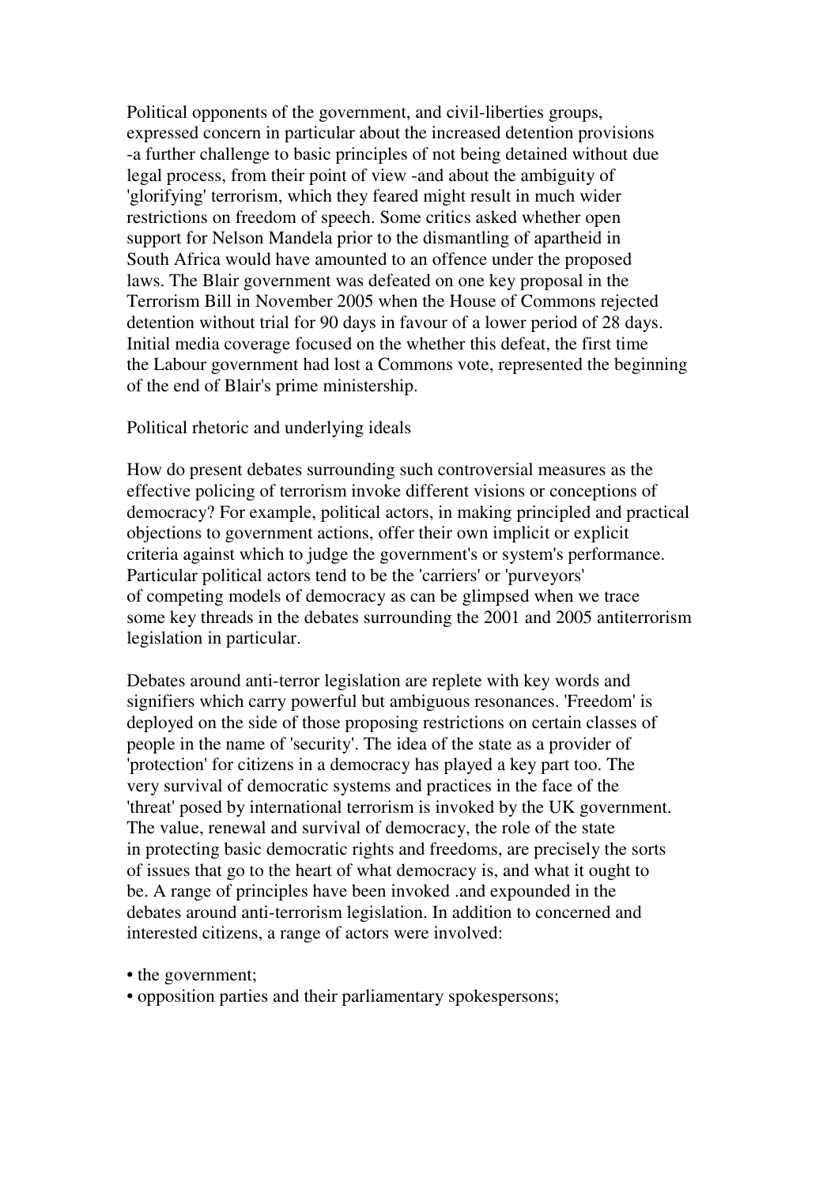Political opponents of the government, and civil-liberties groups, expressed concern in particular about the increased detention provisions -a further challenge to basic principles of not being detained without due legal process, from their point of view -and about the ambiguity of 'glorifying' terrorism, which they feared might result in much wider restrictions on freedom of speech. Some critics asked whether open support for Nelson Mandela prior to the dismantling of apartheid in South Africa would have amounted to an offence under the proposed laws. The Blair government was defeated on one key proposal in the Terrorism Bill in November 2005 when the House of Commons rejected detention without trial for 90 days in favour of a lower period of 28 days. Initial media coverage focused on the whether this defeat, the first time the Labour government had lost a Commons vote, represented the beginning of the end of Blair's prime ministership.

## Political rhetoric and underlying ideals

How do present debates surrounding such controversial measures as the effective policing of terrorism invoke different visions or conceptions of democracy? For example, political actors, in making principled and practical objections to government actions, offer their own implicit or explicit criteria against which to judge the government's or system's performance. Particular political actors tend to be the 'carriers' or 'purveyors' of competing models of democracy as can be glimpsed when we trace some key threads in the debates surrounding the 2001 and 2005 antiterrorism legislation in particular.

Debates around anti-terror legislation are replete with key words and signifiers which carry powerful but ambiguous resonances. 'Freedom' is deployed on the side of those proposing restrictions on certain classes of people in the name of 'security'. The idea of the state as a provider of 'protection' for citizens in a democracy has played a key part too. The very survival of democratic systems and practices in the face of the 'threat' posed by international terrorism is invoked by the UK government. The value, renewal and survival of democracy, the role of the state in protecting basic democratic rights and freedoms, are precisely the sorts of issues that go to the heart of what democracy is, and what it ought to be. A range of principles have been invoked .and expounded in the debates around anti-terrorism legislation. In addition to concerned and interested citizens, a range of actors were involved:

- the government;
- opposition parties and their parliamentary spokespersons;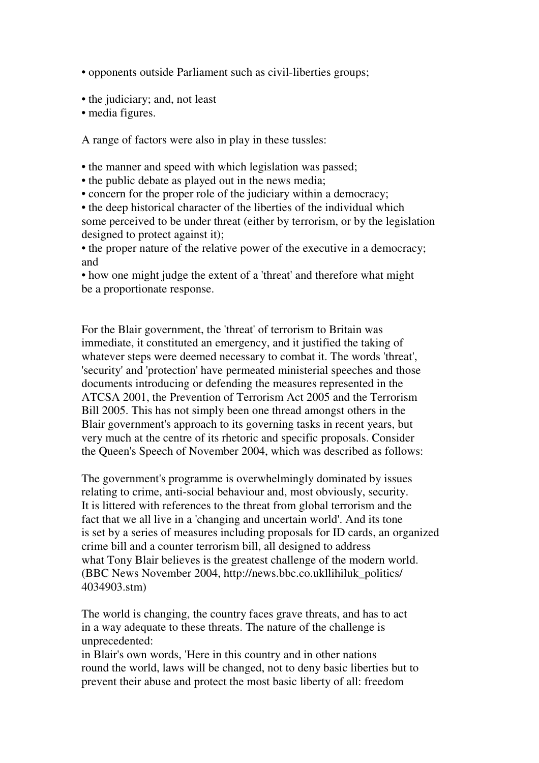- opponents outside Parliament such as civil-liberties groups;
- the judiciary; and, not least
- media figures.

A range of factors were also in play in these tussles:

- the manner and speed with which legislation was passed;
- the public debate as played out in the news media;
- concern for the proper role of the judiciary within a democracy;
- the deep historical character of the liberties of the individual which some perceived to be under threat (either by terrorism, or by the legislation designed to protect against it);
- the proper nature of the relative power of the executive in a democracy; and
- how one might judge the extent of a 'threat' and therefore what might be a proportionate response.

For the Blair government, the 'threat' of terrorism to Britain was immediate, it constituted an emergency, and it justified the taking of whatever steps were deemed necessary to combat it. The words 'threat', 'security' and 'protection' have permeated ministerial speeches and those documents introducing or defending the measures represented in the ATCSA 2001, the Prevention of Terrorism Act 2005 and the Terrorism Bill 2005. This has not simply been one thread amongst others in the Blair government's approach to its governing tasks in recent years, but very much at the centre of its rhetoric and specific proposals. Consider the Queen's Speech of November 2004, which was described as follows:

The government's programme is overwhelmingly dominated by issues relating to crime, anti-social behaviour and, most obviously, security. It is littered with references to the threat from global terrorism and the fact that we all live in a 'changing and uncertain world'. And its tone is set by a series of measures including proposals for ID cards, an organized crime bill and a counter terrorism bill, all designed to address what Tony Blair believes is the greatest challenge of the modern world. (BBC News November 2004, http://news.bbc.co.ukllihiluk_politics/4034903.stm)

The world is changing, the country faces grave threats, and has to act in a way adequate to these threats. The nature of the challenge is unprecedented:
in Blair's own words, 'Here in this country and in other nations round the world, laws will be changed, not to deny basic liberties but to prevent their abuse and protect the most basic liberty of all: freedom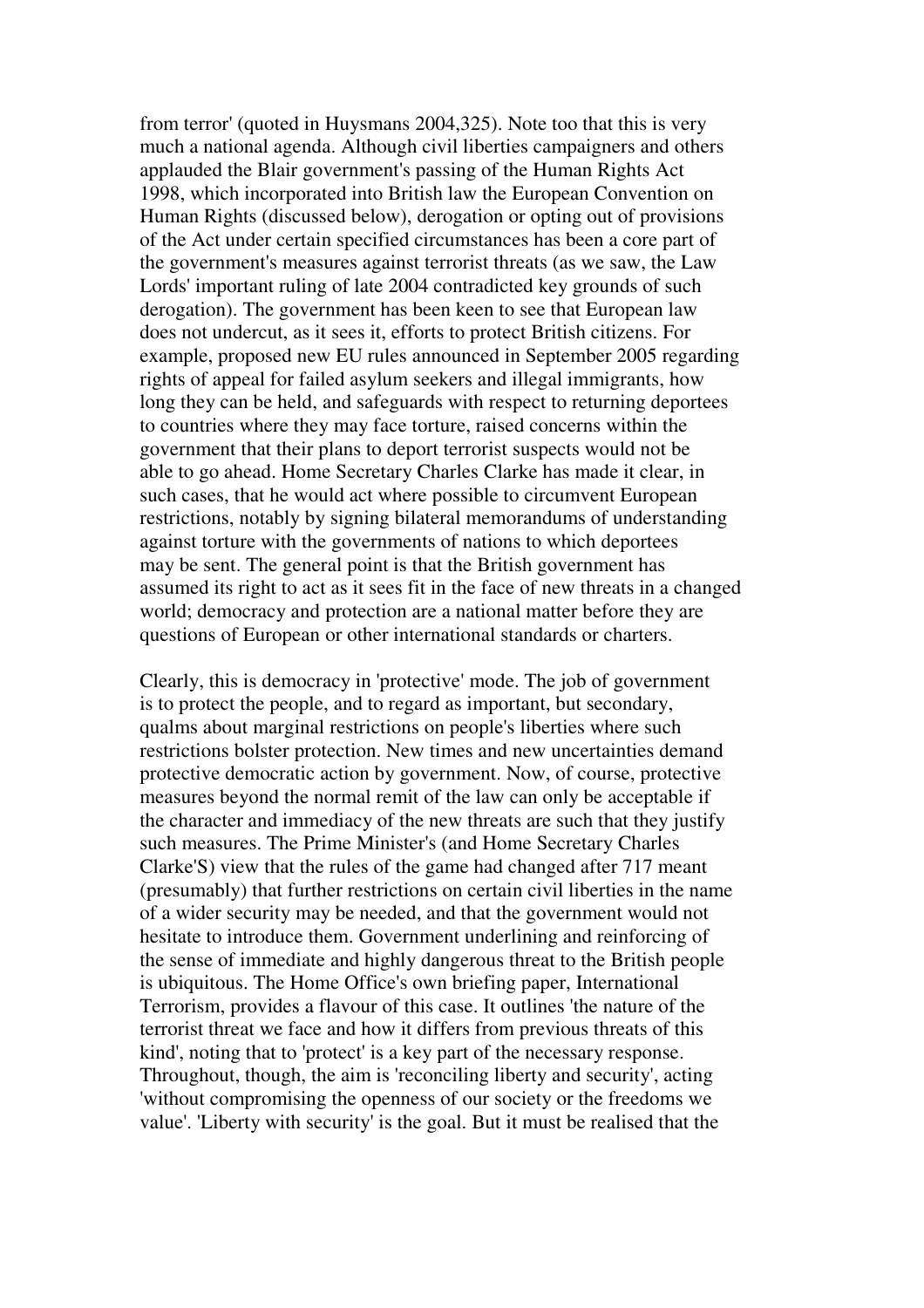from terror' (quoted in Huysmans 2004,325). Note too that this is very much a national agenda. Although civil liberties campaigners and others applauded the Blair government's passing of the Human Rights Act 1998, which incorporated into British law the European Convention on Human Rights (discussed below), derogation or opting out of provisions of the Act under certain specified circumstances has been a core part of the government's measures against terrorist threats (as we saw, the Law Lords' important ruling of late 2004 contradicted key grounds of such derogation). The government has been keen to see that European law does not undercut, as it sees it, efforts to protect British citizens. For example, proposed new EU rules announced in September 2005 regarding rights of appeal for failed asylum seekers and illegal immigrants, how long they can be held, and safeguards with respect to returning deportees to countries where they may face torture, raised concerns within the government that their plans to deport terrorist suspects would not be able to go ahead. Home Secretary Charles Clarke has made it clear, in such cases, that he would act where possible to circumvent European restrictions, notably by signing bilateral memorandums of understanding against torture with the governments of nations to which deportees may be sent. The general point is that the British government has assumed its right to act as it sees fit in the face of new threats in a changed world; democracy and protection are a national matter before they are questions of European or other international standards or charters.

Clearly, this is democracy in 'protective' mode. The job of government is to protect the people, and to regard as important, but secondary, qualms about marginal restrictions on people's liberties where such restrictions bolster protection. New times and new uncertainties demand protective democratic action by government. Now, of course, protective measures beyond the normal remit of the law can only be acceptable if the character and immediacy of the new threats are such that they justify such measures. The Prime Minister's (and Home Secretary Charles Clarke'S) view that the rules of the game had changed after 717 meant (presumably) that further restrictions on certain civil liberties in the name of a wider security may be needed, and that the government would not hesitate to introduce them. Government underlining and reinforcing of the sense of immediate and highly dangerous threat to the British people is ubiquitous. The Home Office's own briefing paper, International Terrorism, provides a flavour of this case. It outlines 'the nature of the terrorist threat we face and how it differs from previous threats of this kind', noting that to 'protect' is a key part of the necessary response. Throughout, though, the aim is 'reconciling liberty and security', acting 'without compromising the openness of our society or the freedoms we value'. 'Liberty with security' is the goal. But it must be realised that the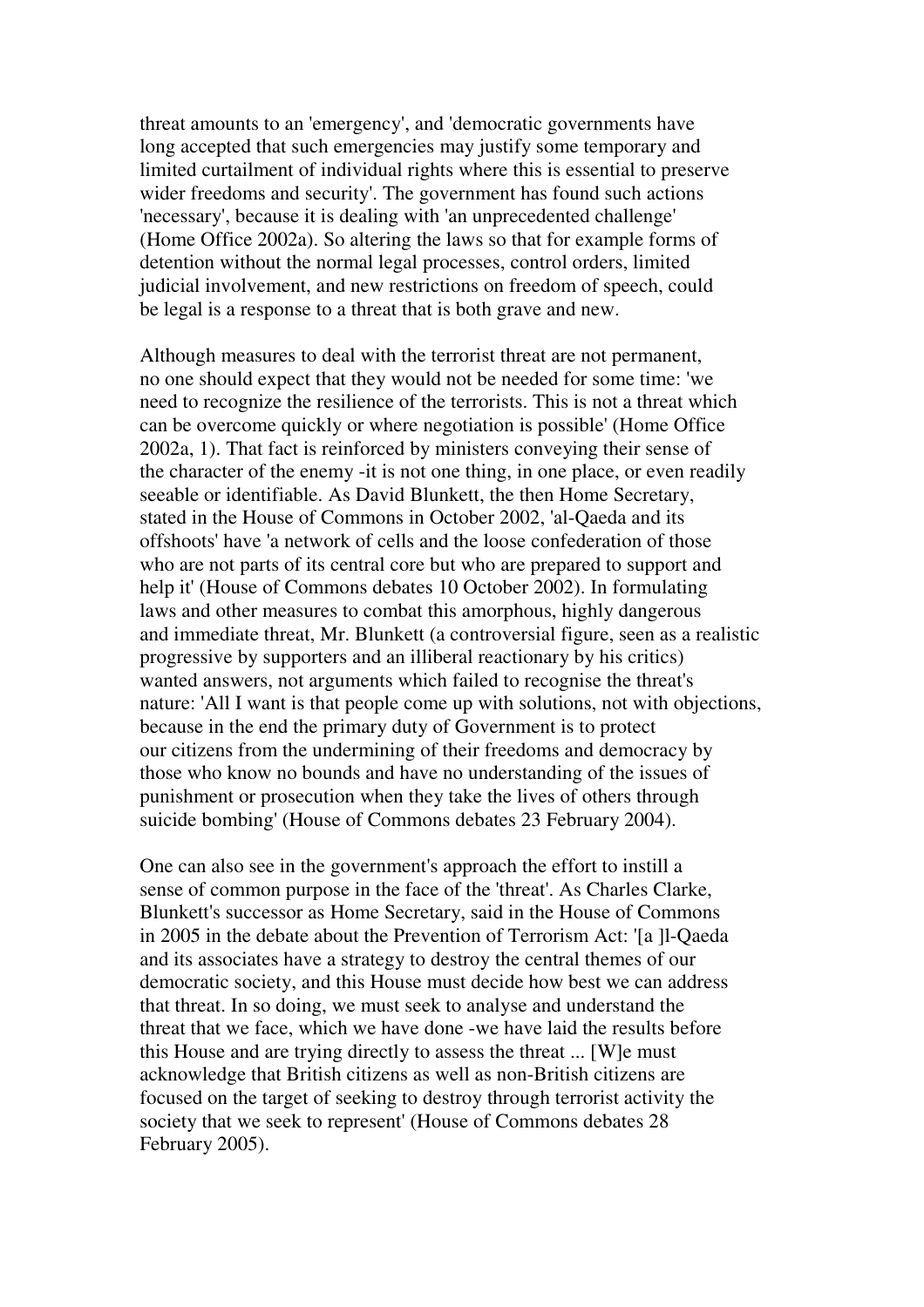threat amounts to an 'emergency', and 'democratic governments have long accepted that such emergencies may justify some temporary and limited curtailment of individual rights where this is essential to preserve wider freedoms and security'. The government has found such actions 'necessary', because it is dealing with 'an unprecedented challenge' (Home Office 2002a). So altering the laws so that for example forms of detention without the normal legal processes, control orders, limited judicial involvement, and new restrictions on freedom of speech, could be legal is a response to a threat that is both grave and new.

Although measures to deal with the terrorist threat are not permanent, no one should expect that they would not be needed for some time: 'we need to recognize the resilience of the terrorists. This is not a threat which can be overcome quickly or where negotiation is possible' (Home Office 2002a, 1). That fact is reinforced by ministers conveying their sense of the character of the enemy -it is not one thing, in one place, or even readily seeable or identifiable. As David Blunkett, the then Home Secretary, stated in the House of Commons in October 2002, 'al-Qaeda and its offshoots' have 'a network of cells and the loose confederation of those who are not parts of its central core but who are prepared to support and help it' (House of Commons debates 10 October 2002). In formulating laws and other measures to combat this amorphous, highly dangerous and immediate threat, Mr. Blunkett (a controversial figure, seen as a realistic progressive by supporters and an illiberal reactionary by his critics) wanted answers, not arguments which failed to recognise the threat's nature: 'All I want is that people come up with solutions, not with objections, because in the end the primary duty of Government is to protect our citizens from the undermining of their freedoms and democracy by those who know no bounds and have no understanding of the issues of punishment or prosecution when they take the lives of others through suicide bombing' (House of Commons debates 23 February 2004).

One can also see in the government's approach the effort to instill a sense of common purpose in the face of the 'threat'. As Charles Clarke, Blunkett's successor as Home Secretary, said in the House of Commons in 2005 in the debate about the Prevention of Terrorism Act: '[a ]l-Qaeda and its associates have a strategy to destroy the central themes of our democratic society, and this House must decide how best we can address that threat. In so doing, we must seek to analyse and understand the threat that we face, which we have done -we have laid the results before this House and are trying directly to assess the threat ... [W]e must acknowledge that British citizens as well as non-British citizens are focused on the target of seeking to destroy through terrorist activity the society that we seek to represent' (House of Commons debates 28 February 2005).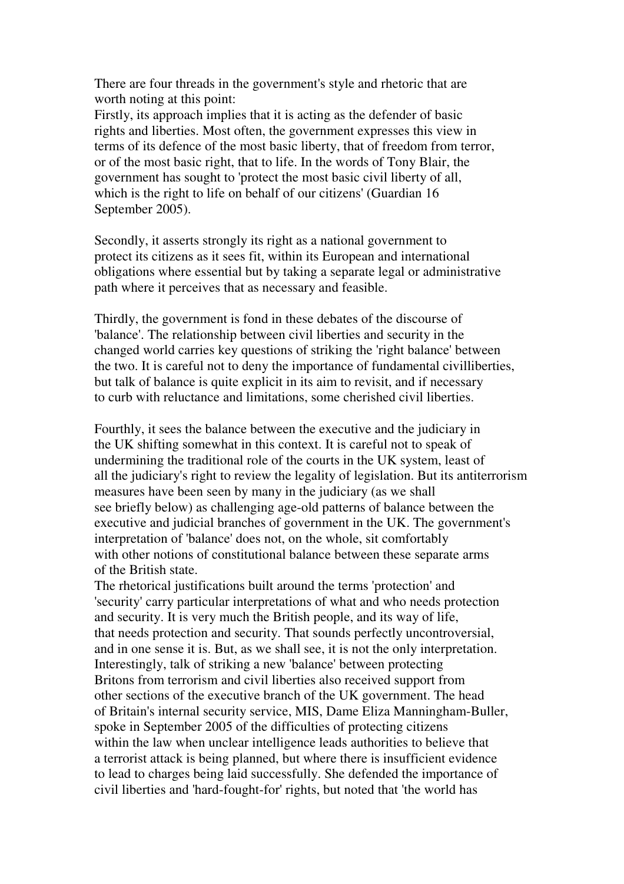There are four threads in the government's style and rhetoric that are worth noting at this point:

Firstly, its approach implies that it is acting as the defender of basic rights and liberties. Most often, the government expresses this view in terms of its defence of the most basic liberty, that of freedom from terror, or of the most basic right, that to life. In the words of Tony Blair, the government has sought to 'protect the most basic civil liberty of all, which is the right to life on behalf of our citizens' (Guardian 16 September 2005).

Secondly, it asserts strongly its right as a national government to protect its citizens as it sees fit, within its European and international obligations where essential but by taking a separate legal or administrative path where it perceives that as necessary and feasible.

Thirdly, the government is fond in these debates of the discourse of 'balance'. The relationship between civil liberties and security in the changed world carries key questions of striking the 'right balance' between the two. It is careful not to deny the importance of fundamental civilliberties, but talk of balance is quite explicit in its aim to revisit, and if necessary to curb with reluctance and limitations, some cherished civil liberties.

Fourthly, it sees the balance between the executive and the judiciary in the UK shifting somewhat in this context. It is careful not to speak of undermining the traditional role of the courts in the UK system, least of all the judiciary's right to review the legality of legislation. But its antiterrorism measures have been seen by many in the judiciary (as we shall see briefly below) as challenging age-old patterns of balance between the executive and judicial branches of government in the UK. The government's interpretation of 'balance' does not, on the whole, sit comfortably with other notions of constitutional balance between these separate arms of the British state.

The rhetorical justifications built around the terms 'protection' and 'security' carry particular interpretations of what and who needs protection and security. It is very much the British people, and its way of life, that needs protection and security. That sounds perfectly uncontroversial, and in one sense it is. But, as we shall see, it is not the only interpretation. Interestingly, talk of striking a new 'balance' between protecting Britons from terrorism and civil liberties also received support from other sections of the executive branch of the UK government. The head of Britain's internal security service, MIS, Dame Eliza Manningham-Buller, spoke in September 2005 of the difficulties of protecting citizens within the law when unclear intelligence leads authorities to believe that a terrorist attack is being planned, but where there is insufficient evidence to lead to charges being laid successfully. She defended the importance of civil liberties and 'hard-fought-for' rights, but noted that 'the world has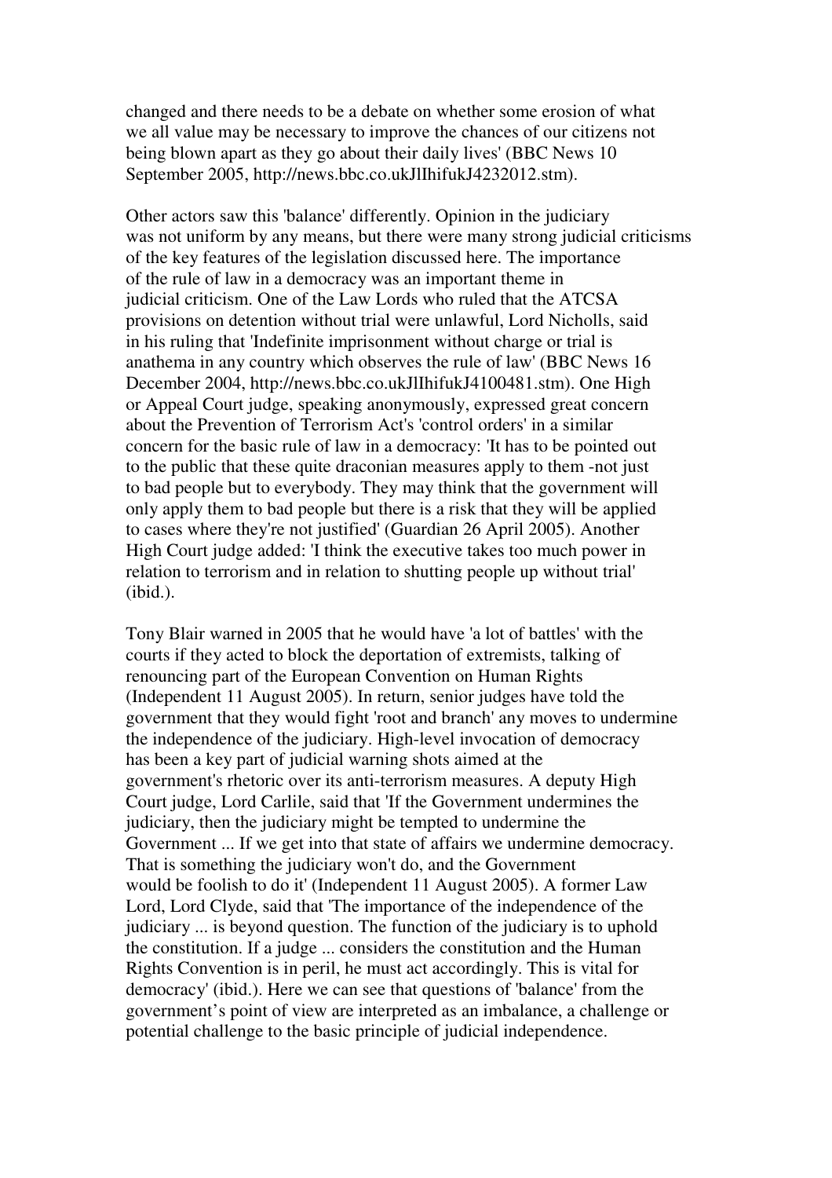changed and there needs to be a debate on whether some erosion of what we all value may be necessary to improve the chances of our citizens not being blown apart as they go about their daily lives' (BBC News 10 September 2005, http://news.bbc.co.ukJlIhifukJ4232012.stm).

Other actors saw this 'balance' differently. Opinion in the judiciary was not uniform by any means, but there were many strong judicial criticisms of the key features of the legislation discussed here. The importance of the rule of law in a democracy was an important theme in judicial criticism. One of the Law Lords who ruled that the ATCSA provisions on detention without trial were unlawful, Lord Nicholls, said in his ruling that 'Indefinite imprisonment without charge or trial is anathema in any country which observes the rule of law' (BBC News 16 December 2004, http://news.bbc.co.ukJlIhifukJ4100481.stm). One High or Appeal Court judge, speaking anonymously, expressed great concern about the Prevention of Terrorism Act's 'control orders' in a similar concern for the basic rule of law in a democracy: 'It has to be pointed out to the public that these quite draconian measures apply to them -not just to bad people but to everybody. They may think that the government will only apply them to bad people but there is a risk that they will be applied to cases where they're not justified' (Guardian 26 April 2005). Another High Court judge added: 'I think the executive takes too much power in relation to terrorism and in relation to shutting people up without trial' (ibid.).

Tony Blair warned in 2005 that he would have 'a lot of battles' with the courts if they acted to block the deportation of extremists, talking of renouncing part of the European Convention on Human Rights (Independent 11 August 2005). In return, senior judges have told the government that they would fight 'root and branch' any moves to undermine the independence of the judiciary. High-level invocation of democracy has been a key part of judicial warning shots aimed at the government's rhetoric over its anti-terrorism measures. A deputy High Court judge, Lord Carlile, said that 'If the Government undermines the judiciary, then the judiciary might be tempted to undermine the Government ... If we get into that state of affairs we undermine democracy. That is something the judiciary won't do, and the Government would be foolish to do it' (Independent 11 August 2005). A former Law Lord, Lord Clyde, said that 'The importance of the independence of the judiciary ... is beyond question. The function of the judiciary is to uphold the constitution. If a judge ... considers the constitution and the Human Rights Convention is in peril, he must act accordingly. This is vital for democracy' (ibid.). Here we can see that questions of 'balance' from the government's point of view are interpreted as an imbalance, a challenge or potential challenge to the basic principle of judicial independence.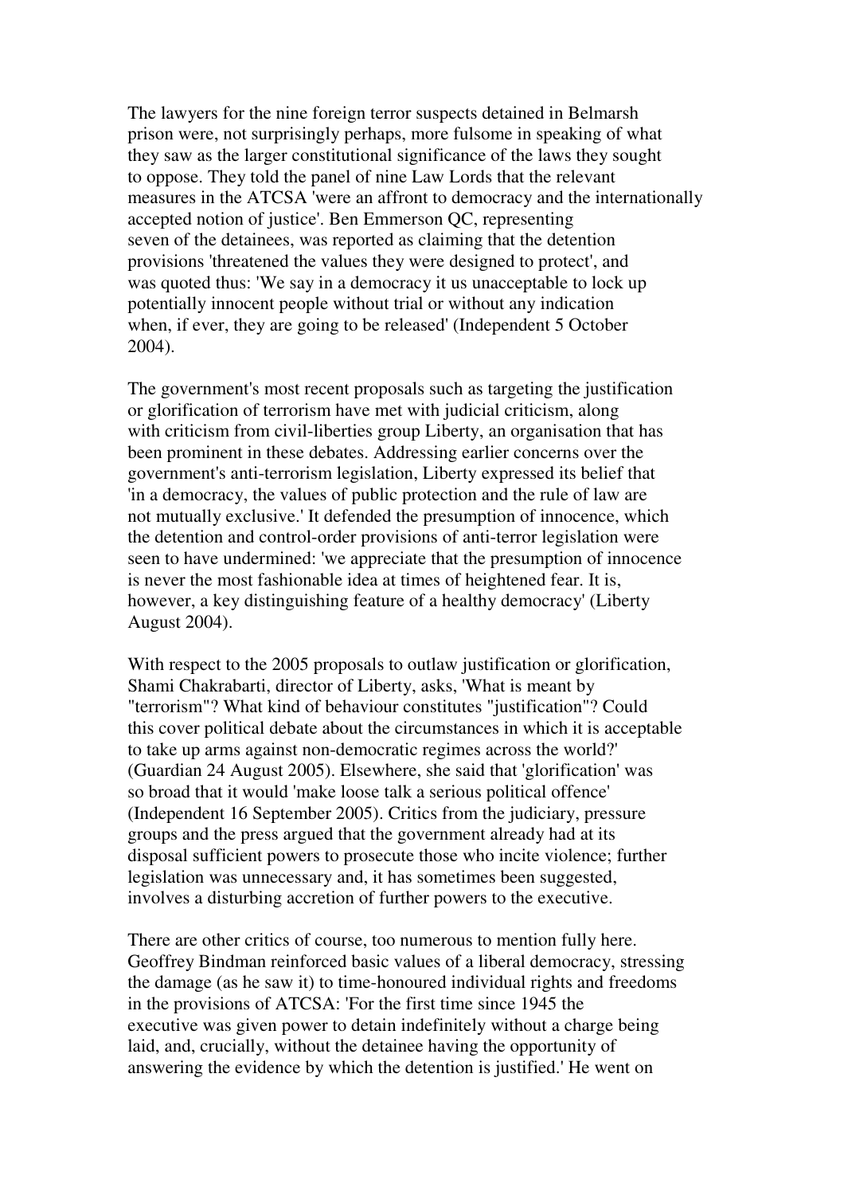The lawyers for the nine foreign terror suspects detained in Belmarsh prison were, not surprisingly perhaps, more fulsome in speaking of what they saw as the larger constitutional significance of the laws they sought to oppose. They told the panel of nine Law Lords that the relevant measures in the ATCSA 'were an affront to democracy and the internationally accepted notion of justice'. Ben Emmerson QC, representing seven of the detainees, was reported as claiming that the detention provisions 'threatened the values they were designed to protect', and was quoted thus: 'We say in a democracy it us unacceptable to lock up potentially innocent people without trial or without any indication when, if ever, they are going to be released' (Independent 5 October 2004).

The government's most recent proposals such as targeting the justification or glorification of terrorism have met with judicial criticism, along with criticism from civil-liberties group Liberty, an organisation that has been prominent in these debates. Addressing earlier concerns over the government's anti-terrorism legislation, Liberty expressed its belief that 'in a democracy, the values of public protection and the rule of law are not mutually exclusive.' It defended the presumption of innocence, which the detention and control-order provisions of anti-terror legislation were seen to have undermined: 'we appreciate that the presumption of innocence is never the most fashionable idea at times of heightened fear. It is, however, a key distinguishing feature of a healthy democracy' (Liberty August 2004).

With respect to the 2005 proposals to outlaw justification or glorification, Shami Chakrabarti, director of Liberty, asks, 'What is meant by "terrorism"? What kind of behaviour constitutes "justification"? Could this cover political debate about the circumstances in which it is acceptable to take up arms against non-democratic regimes across the world?' (Guardian 24 August 2005). Elsewhere, she said that 'glorification' was so broad that it would 'make loose talk a serious political offence' (Independent 16 September 2005). Critics from the judiciary, pressure groups and the press argued that the government already had at its disposal sufficient powers to prosecute those who incite violence; further legislation was unnecessary and, it has sometimes been suggested, involves a disturbing accretion of further powers to the executive.

There are other critics of course, too numerous to mention fully here. Geoffrey Bindman reinforced basic values of a liberal democracy, stressing the damage (as he saw it) to time-honoured individual rights and freedoms in the provisions of ATCSA: 'For the first time since 1945 the executive was given power to detain indefinitely without a charge being laid, and, crucially, without the detainee having the opportunity of answering the evidence by which the detention is justified.' He went on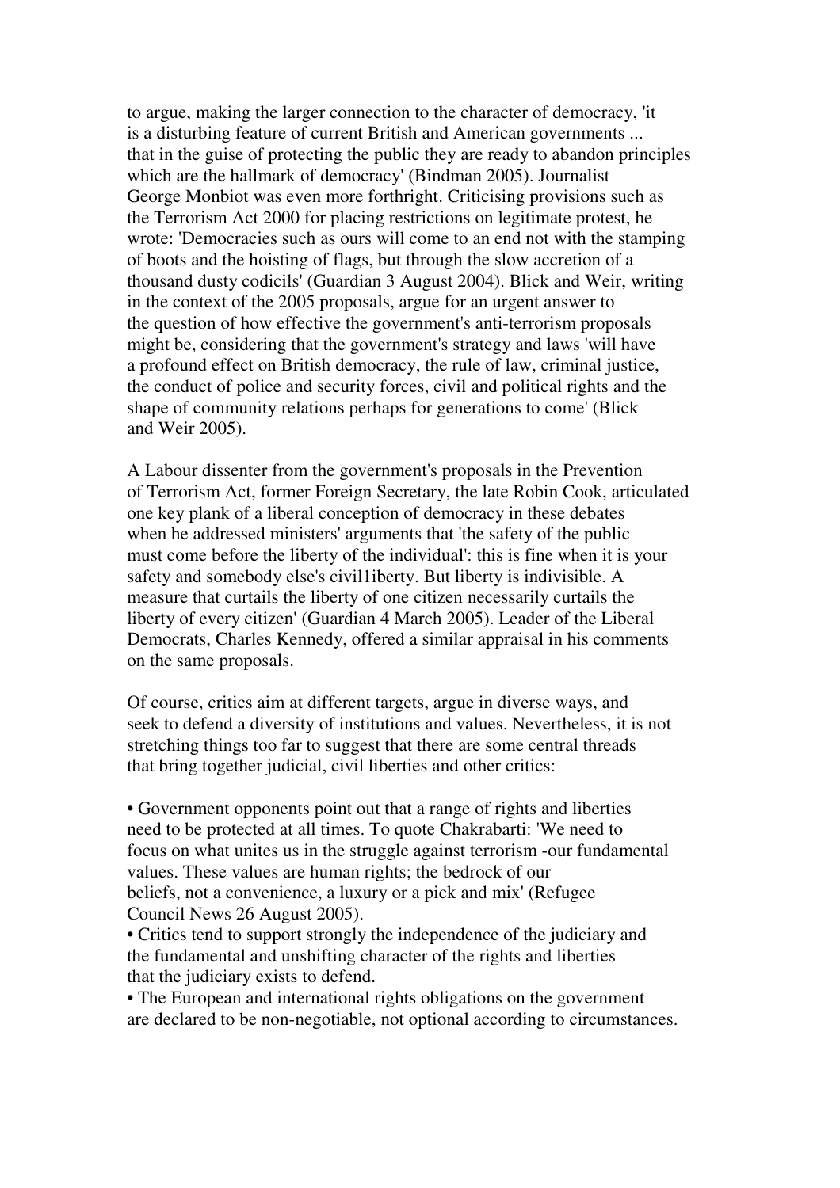to argue, making the larger connection to the character of democracy, 'it is a disturbing feature of current British and American governments ... that in the guise of protecting the public they are ready to abandon principles which are the hallmark of democracy' (Bindman 2005). Journalist George Monbiot was even more forthright. Criticising provisions such as the Terrorism Act 2000 for placing restrictions on legitimate protest, he wrote: 'Democracies such as ours will come to an end not with the stamping of boots and the hoisting of flags, but through the slow accretion of a thousand dusty codicils' (Guardian 3 August 2004). Blick and Weir, writing in the context of the 2005 proposals, argue for an urgent answer to the question of how effective the government's anti-terrorism proposals might be, considering that the government's strategy and laws 'will have a profound effect on British democracy, the rule of law, criminal justice, the conduct of police and security forces, civil and political rights and the shape of community relations perhaps for generations to come' (Blick and Weir 2005).

A Labour dissenter from the government's proposals in the Prevention of Terrorism Act, former Foreign Secretary, the late Robin Cook, articulated one key plank of a liberal conception of democracy in these debates when he addressed ministers' arguments that 'the safety of the public must come before the liberty of the individual': this is fine when it is your safety and somebody else's civil1iberty. But liberty is indivisible. A measure that curtails the liberty of one citizen necessarily curtails the liberty of every citizen' (Guardian 4 March 2005). Leader of the Liberal Democrats, Charles Kennedy, offered a similar appraisal in his comments on the same proposals.

Of course, critics aim at different targets, argue in diverse ways, and seek to defend a diversity of institutions and values. Nevertheless, it is not stretching things too far to suggest that there are some central threads that bring together judicial, civil liberties and other critics:

- Government opponents point out that a range of rights and liberties need to be protected at all times. To quote Chakrabarti: 'We need to focus on what unites us in the struggle against terrorism -our fundamental values. These values are human rights; the bedrock of our beliefs, not a convenience, a luxury or a pick and mix' (Refugee Council News 26 August 2005).
- Critics tend to support strongly the independence of the judiciary and the fundamental and unshifting character of the rights and liberties that the judiciary exists to defend.
- The European and international rights obligations on the government are declared to be non-negotiable, not optional according to circumstances.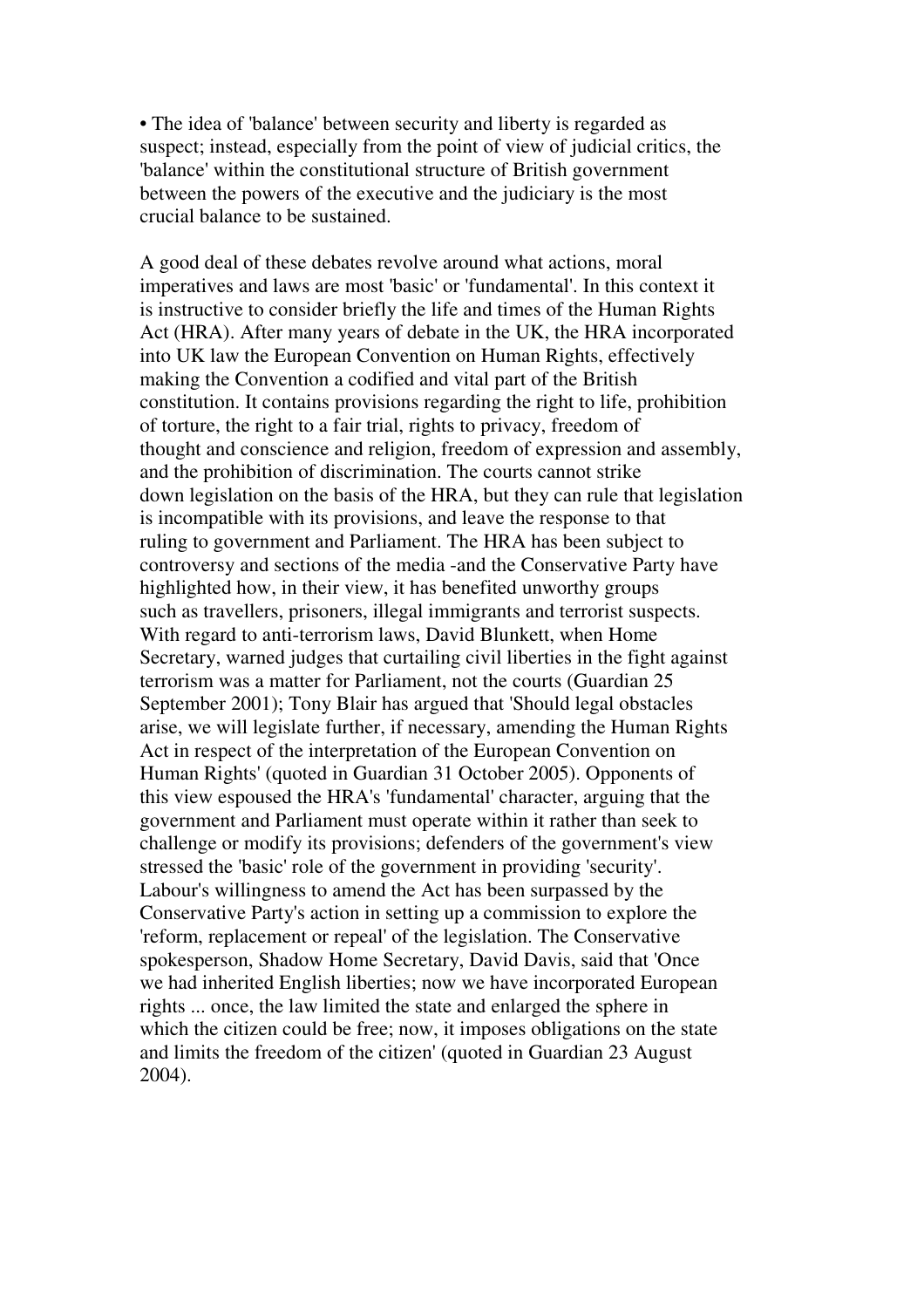- The idea of 'balance' between security and liberty is regarded as suspect; instead, especially from the point of view of judicial critics, the 'balance' within the constitutional structure of British government between the powers of the executive and the judiciary is the most crucial balance to be sustained.

A good deal of these debates revolve around what actions, moral imperatives and laws are most 'basic' or 'fundamental'. In this context it is instructive to consider briefly the life and times of the Human Rights Act (HRA). After many years of debate in the UK, the HRA incorporated into UK law the European Convention on Human Rights, effectively making the Convention a codified and vital part of the British constitution. It contains provisions regarding the right to life, prohibition of torture, the right to a fair trial, rights to privacy, freedom of thought and conscience and religion, freedom of expression and assembly, and the prohibition of discrimination. The courts cannot strike down legislation on the basis of the HRA, but they can rule that legislation is incompatible with its provisions, and leave the response to that ruling to government and Parliament. The HRA has been subject to controversy and sections of the media -and the Conservative Party have highlighted how, in their view, it has benefited unworthy groups such as travellers, prisoners, illegal immigrants and terrorist suspects. With regard to anti-terrorism laws, David Blunkett, when Home Secretary, warned judges that curtailing civil liberties in the fight against terrorism was a matter for Parliament, not the courts (Guardian 25 September 2001); Tony Blair has argued that 'Should legal obstacles arise, we will legislate further, if necessary, amending the Human Rights Act in respect of the interpretation of the European Convention on Human Rights' (quoted in Guardian 31 October 2005). Opponents of this view espoused the HRA's 'fundamental' character, arguing that the government and Parliament must operate within it rather than seek to challenge or modify its provisions; defenders of the government's view stressed the 'basic' role of the government in providing 'security'. Labour's willingness to amend the Act has been surpassed by the Conservative Party's action in setting up a commission to explore the 'reform, replacement or repeal' of the legislation. The Conservative spokesperson, Shadow Home Secretary, David Davis, said that 'Once we had inherited English liberties; now we have incorporated European rights ... once, the law limited the state and enlarged the sphere in which the citizen could be free; now, it imposes obligations on the state and limits the freedom of the citizen' (quoted in Guardian 23 August 2004).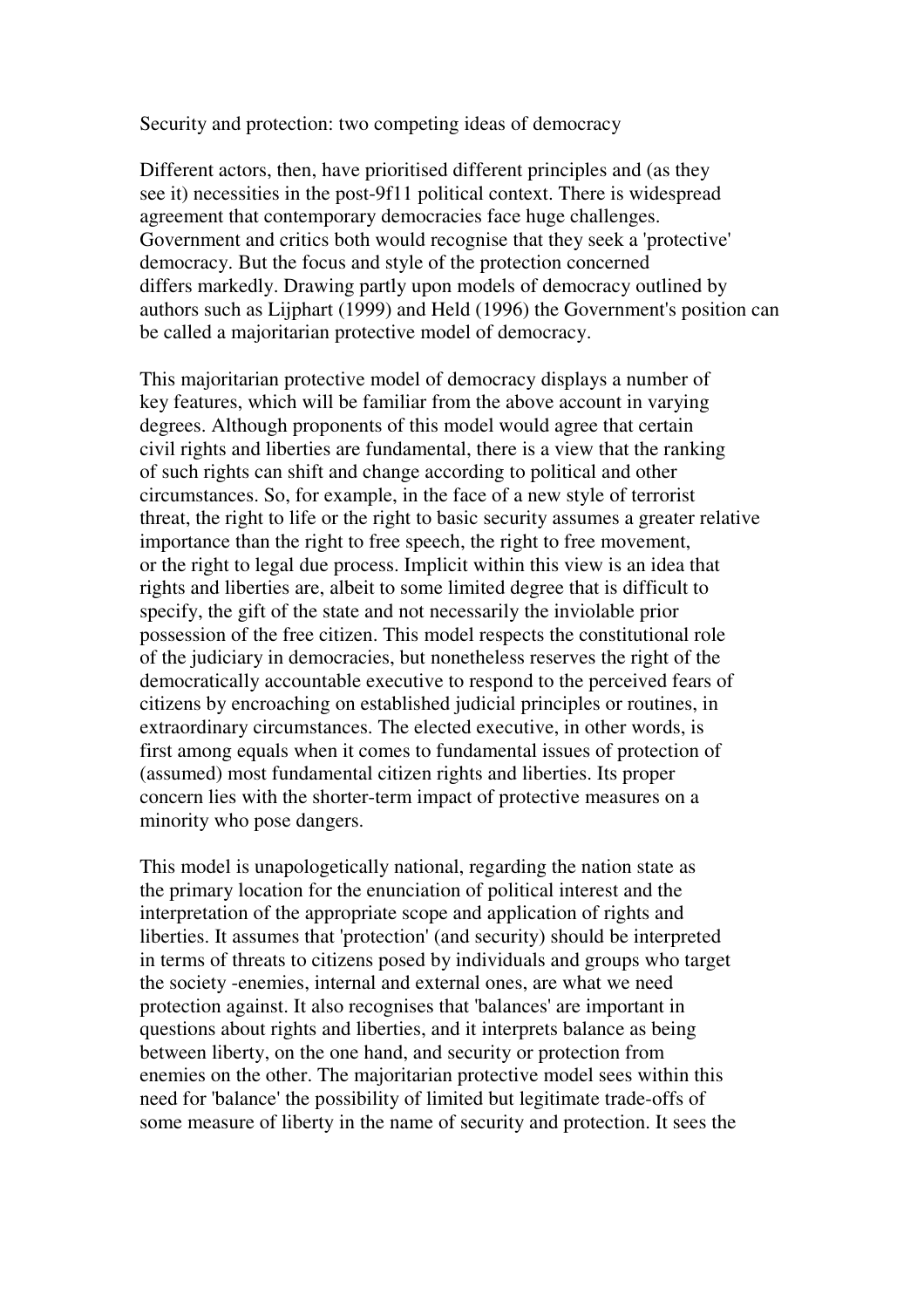## Security and protection: two competing ideas of democracy

Different actors, then, have prioritised different principles and (as they see it) necessities in the post-9f11 political context. There is widespread agreement that contemporary democracies face huge challenges. Government and critics both would recognise that they seek a 'protective' democracy. But the focus and style of the protection concerned differs markedly. Drawing partly upon models of democracy outlined by authors such as Lijphart (1999) and Held (1996) the Government's position can be called a majoritarian protective model of democracy.

This majoritarian protective model of democracy displays a number of key features, which will be familiar from the above account in varying degrees. Although proponents of this model would agree that certain civil rights and liberties are fundamental, there is a view that the ranking of such rights can shift and change according to political and other circumstances. So, for example, in the face of a new style of terrorist threat, the right to life or the right to basic security assumes a greater relative importance than the right to free speech, the right to free movement, or the right to legal due process. Implicit within this view is an idea that rights and liberties are, albeit to some limited degree that is difficult to specify, the gift of the state and not necessarily the inviolable prior possession of the free citizen. This model respects the constitutional role of the judiciary in democracies, but nonetheless reserves the right of the democratically accountable executive to respond to the perceived fears of citizens by encroaching on established judicial principles or routines, in extraordinary circumstances. The elected executive, in other words, is first among equals when it comes to fundamental issues of protection of (assumed) most fundamental citizen rights and liberties. Its proper concern lies with the shorter-term impact of protective measures on a minority who pose dangers.

This model is unapologetically national, regarding the nation state as the primary location for the enunciation of political interest and the interpretation of the appropriate scope and application of rights and liberties. It assumes that 'protection' (and security) should be interpreted in terms of threats to citizens posed by individuals and groups who target the society -enemies, internal and external ones, are what we need protection against. It also recognises that 'balances' are important in questions about rights and liberties, and it interprets balance as being between liberty, on the one hand, and security or protection from enemies on the other. The majoritarian protective model sees within this need for 'balance' the possibility of limited but legitimate trade-offs of some measure of liberty in the name of security and protection. It sees the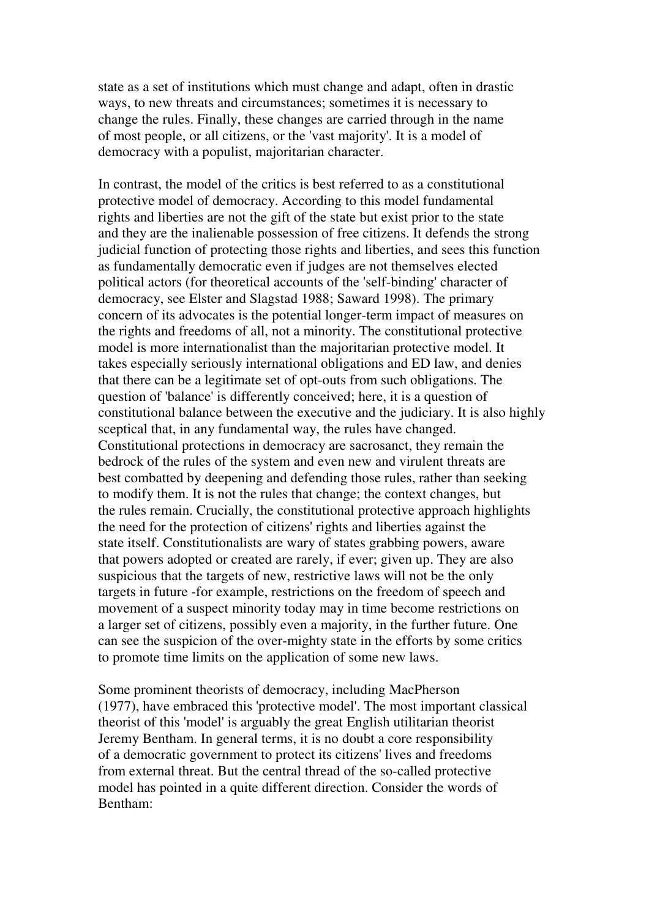state as a set of institutions which must change and adapt, often in drastic ways, to new threats and circumstances; sometimes it is necessary to change the rules. Finally, these changes are carried through in the name of most people, or all citizens, or the 'vast majority'. It is a model of democracy with a populist, majoritarian character.

In contrast, the model of the critics is best referred to as a constitutional protective model of democracy. According to this model fundamental rights and liberties are not the gift of the state but exist prior to the state and they are the inalienable possession of free citizens. It defends the strong judicial function of protecting those rights and liberties, and sees this function as fundamentally democratic even if judges are not themselves elected political actors (for theoretical accounts of the 'self-binding' character of democracy, see Elster and Slagstad 1988; Saward 1998). The primary concern of its advocates is the potential longer-term impact of measures on the rights and freedoms of all, not a minority. The constitutional protective model is more internationalist than the majoritarian protective model. It takes especially seriously international obligations and ED law, and denies that there can be a legitimate set of opt-outs from such obligations. The question of 'balance' is differently conceived; here, it is a question of constitutional balance between the executive and the judiciary. It is also highly sceptical that, in any fundamental way, the rules have changed. Constitutional protections in democracy are sacrosanct, they remain the bedrock of the rules of the system and even new and virulent threats are best combatted by deepening and defending those rules, rather than seeking to modify them. It is not the rules that change; the context changes, but the rules remain. Crucially, the constitutional protective approach highlights the need for the protection of citizens' rights and liberties against the state itself. Constitutionalists are wary of states grabbing powers, aware that powers adopted or created are rarely, if ever; given up. They are also suspicious that the targets of new, restrictive laws will not be the only targets in future -for example, restrictions on the freedom of speech and movement of a suspect minority today may in time become restrictions on a larger set of citizens, possibly even a majority, in the further future. One can see the suspicion of the over-mighty state in the efforts by some critics to promote time limits on the application of some new laws.

Some prominent theorists of democracy, including MacPherson (1977), have embraced this 'protective model'. The most important classical theorist of this 'model' is arguably the great English utilitarian theorist Jeremy Bentham. In general terms, it is no doubt a core responsibility of a democratic government to protect its citizens' lives and freedoms from external threat. But the central thread of the so-called protective model has pointed in a quite different direction. Consider the words of Bentham: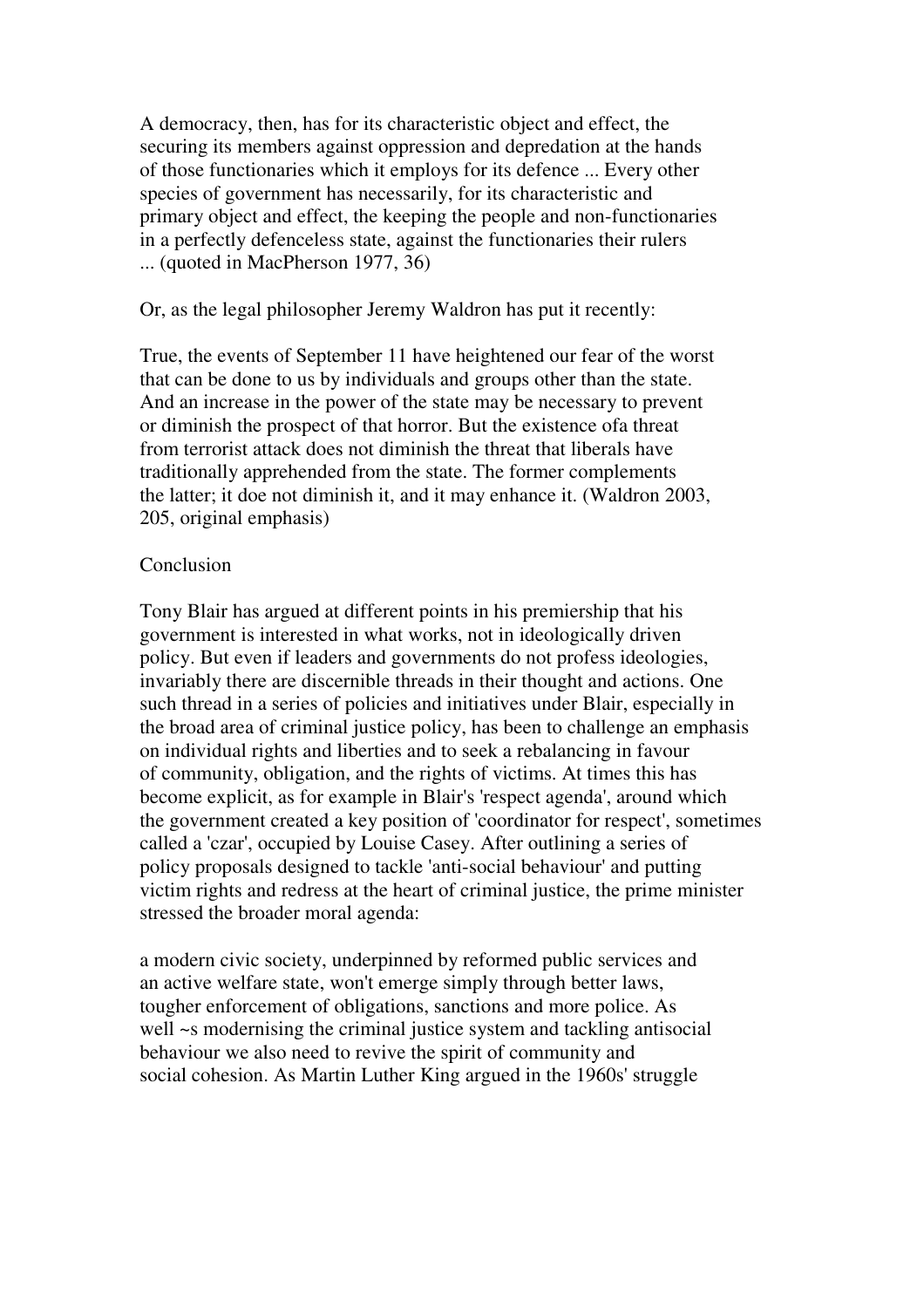A democracy, then, has for its characteristic object and effect, the securing its members against oppression and depredation at the hands of those functionaries which it employs for its defence ... Every other species of government has necessarily, for its characteristic and primary object and effect, the keeping the people and non-functionaries in a perfectly defenceless state, against the functionaries their rulers ... (quoted in MacPherson 1977, 36)

Or, as the legal philosopher Jeremy Waldron has put it recently:

True, the events of September 11 have heightened our fear of the worst that can be done to us by individuals and groups other than the state. And an increase in the power of the state may be necessary to prevent or diminish the prospect of that horror. But the existence ofa threat from terrorist attack does not diminish the threat that liberals have traditionally apprehended from the state. The former complements the latter; it doe not diminish it, and it may enhance it. (Waldron 2003, 205, original emphasis)

## Conclusion

Tony Blair has argued at different points in his premiership that his government is interested in what works, not in ideologically driven policy. But even if leaders and governments do not profess ideologies, invariably there are discernible threads in their thought and actions. One such thread in a series of policies and initiatives under Blair, especially in the broad area of criminal justice policy, has been to challenge an emphasis on individual rights and liberties and to seek a rebalancing in favour of community, obligation, and the rights of victims. At times this has become explicit, as for example in Blair's 'respect agenda', around which the government created a key position of 'coordinator for respect', sometimes called a 'czar', occupied by Louise Casey. After outlining a series of policy proposals designed to tackle 'anti-social behaviour' and putting victim rights and redress at the heart of criminal justice, the prime minister stressed the broader moral agenda:

a modern civic society, underpinned by reformed public services and an active welfare state, won't emerge simply through better laws, tougher enforcement of obligations, sanctions and more police. As well ~s modernising the criminal justice system and tackling antisocial behaviour we also need to revive the spirit of community and social cohesion. As Martin Luther King argued in the 1960s' struggle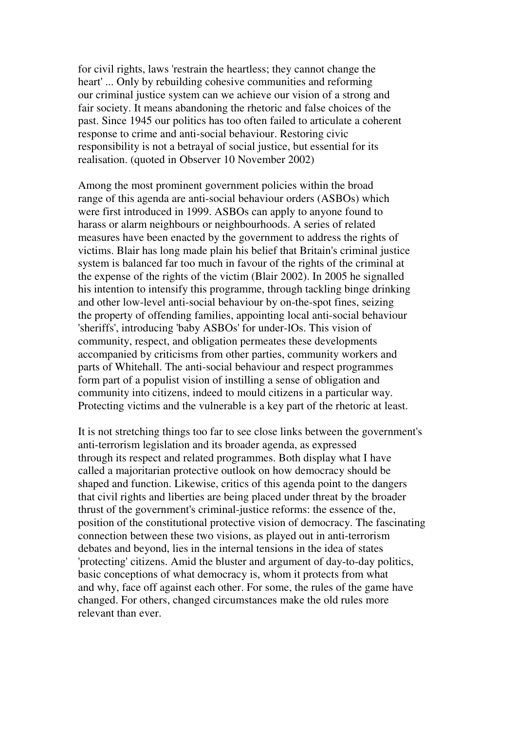for civil rights, laws 'restrain the heartless; they cannot change the heart' ... Only by rebuilding cohesive communities and reforming our criminal justice system can we achieve our vision of a strong and fair society. It means abandoning the rhetoric and false choices of the past. Since 1945 our politics has too often failed to articulate a coherent response to crime and anti-social behaviour. Restoring civic responsibility is not a betrayal of social justice, but essential for its realisation. (quoted in Observer 10 November 2002)

Among the most prominent government policies within the broad range of this agenda are anti-social behaviour orders (ASBOs) which were first introduced in 1999. ASBOs can apply to anyone found to harass or alarm neighbours or neighbourhoods. A series of related measures have been enacted by the government to address the rights of victims. Blair has long made plain his belief that Britain's criminal justice system is balanced far too much in favour of the rights of the criminal at the expense of the rights of the victim (Blair 2002). In 2005 he signalled his intention to intensify this programme, through tackling binge drinking and other low-level anti-social behaviour by on-the-spot fines, seizing the property of offending families, appointing local anti-social behaviour 'sheriffs', introducing 'baby ASBOs' for under-lOs. This vision of community, respect, and obligation permeates these developments accompanied by criticisms from other parties, community workers and parts of Whitehall. The anti-social behaviour and respect programmes form part of a populist vision of instilling a sense of obligation and community into citizens, indeed to mould citizens in a particular way. Protecting victims and the vulnerable is a key part of the rhetoric at least.

It is not stretching things too far to see close links between the government's anti-terrorism legislation and its broader agenda, as expressed through its respect and related programmes. Both display what I have called a majoritarian protective outlook on how democracy should be shaped and function. Likewise, critics of this agenda point to the dangers that civil rights and liberties are being placed under threat by the broader thrust of the government's criminal-justice reforms: the essence of the, position of the constitutional protective vision of democracy. The fascinating connection between these two visions, as played out in anti-terrorism debates and beyond, lies in the internal tensions in the idea of states 'protecting' citizens. Amid the bluster and argument of day-to-day politics, basic conceptions of what democracy is, whom it protects from what and why, face off against each other. For some, the rules of the game have changed. For others, changed circumstances make the old rules more relevant than ever.